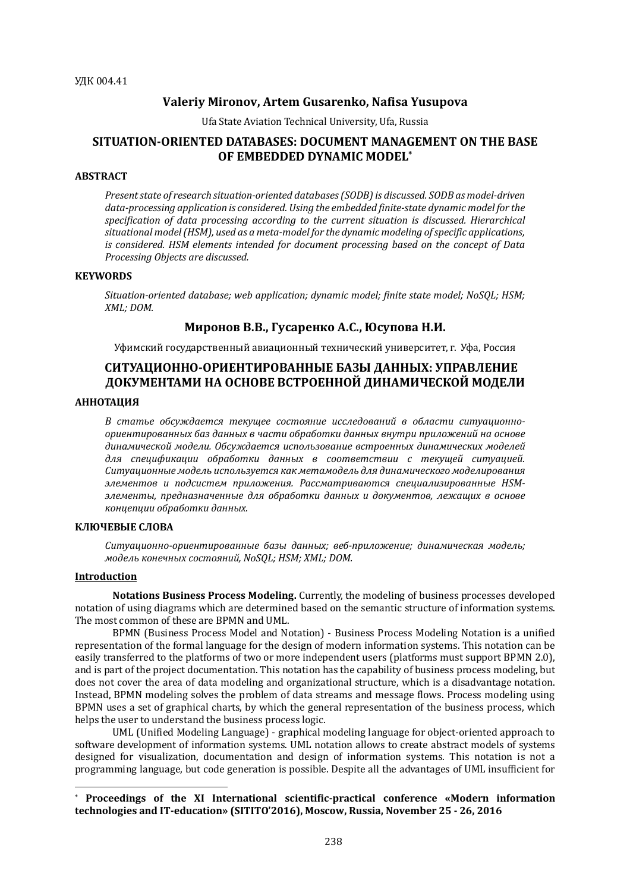УДК 004.41

**Valeriy Mironov, Artem Gusarenko, Nafisa Yusupova**

Ufa State Aviation Technical University, Ufa, Russia

# SITUATION-ORIENTED DATABASES: DOCUMENT MANAGEMENT ON THE BASE OF EMBEDDED DYNAMIC MODEL[*]

**ABSTRACT**

*Present state of research situation-oriented databases (SODB) is discussed. SODB as model-driven data-processing application is considered. Using the embedded finite-state dynamic model for the specification of data processing according to the current situation is discussed. Hierarchical situational model (HSM), used as a meta-model for the dynamic modeling of specific applications, is considered. HSM elements intended for document processing based on the concept of Data Processing Objects are discussed.*

**KEYWORDS**

*Situation-oriented database; web application; dynamic model; finite state model; NoSQL; HSM; XML; DOM.*

**Миронов В.В., Гусаренко А.С., Юсупова Н.И.**

Уфимский государственный авиационный технический университет, г. Уфа, Россия

# СИТУАЦИОННО-ОРИЕНТИРОВАННЫЕ БАЗЫ ДАННЫХ: УПРАВЛЕНИЕ ДОКУМЕНТАМИ НА ОСНОВЕ ВСТРОЕННОЙ ДИНАМИЧЕСКОЙ МОДЕЛИ

**АННОТАЦИЯ**

*В статье обсуждается текущее состояние исследований в области ситуационно-ориентированных баз данных в части обработки данных внутри приложений на основе динамической модели. Обсуждается использование встроенных динамических моделей для спецификации обработки данных в соответствии с текущей ситуацией. Ситуационные модель используется как метамодель для динамического моделирования элементов и подсистем приложения. Рассматриваются специализированные HSM-элементы, предназначенные для обработки данных и документов, лежащих в основе концепции обработки данных.*

**КЛЮЧЕВЫЕ СЛОВА**

*Ситуационно-ориентированные базы данных; веб-приложение; динамическая модель; модель конечных состояний, NoSQL; HSM; XML; DOM.*

## Introduction

**Notations Business Process Modeling.** Currently, the modeling of business processes developed notation of using diagrams which are determined based on the semantic structure of information systems. The most common of these are BPMN and UML.

BPMN (Business Process Model and Notation) - Business Process Modeling Notation is a unified representation of the formal language for the design of modern information systems. This notation can be easily transferred to the platforms of two or more independent users (platforms must support BPMN 2.0), and is part of the project documentation. This notation has the capability of business process modeling, but does not cover the area of data modeling and organizational structure, which is a disadvantage notation. Instead, BPMN modeling solves the problem of data streams and message flows. Process modeling using BPMN uses a set of graphical charts, by which the general representation of the business process, which helps the user to understand the business process logic.

UML (Unified Modeling Language) - graphical modeling language for object-oriented approach to software development of information systems. UML notation allows to create abstract models of systems designed for visualization, documentation and design of information systems. This notation is not a programming language, but code generation is possible. Despite all the advantages of UML insufficient for

---

[*] **Proceedings of the XI International scientific-practical conference «Modern information technologies and IT-education» (SITITO'2016), Moscow, Russia, November 25 - 26, 2016**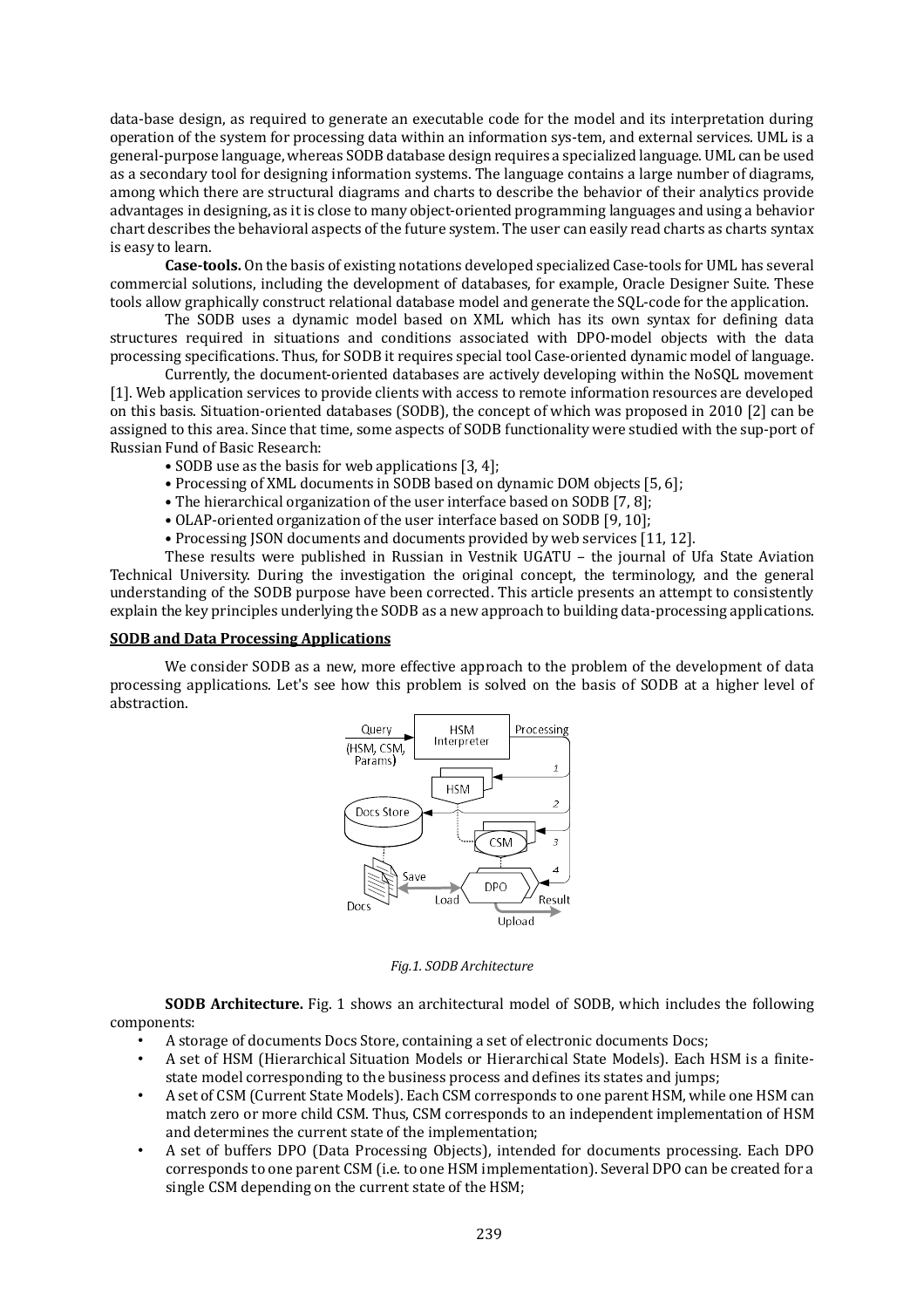data-base design, as required to generate an executable code for the model and its interpretation during operation of the system for processing data within an information sys-tem, and external services. UML is a general-purpose language, whereas SODB database design requires a specialized language. UML can be used as a secondary tool for designing information systems. The language contains a large number of diagrams, among which there are structural diagrams and charts to describe the behavior of their analytics provide advantages in designing, as it is close to many object-oriented programming languages and using a behavior chart describes the behavioral aspects of the future system. The user can easily read charts as charts syntax is easy to learn.

**Case-tools.** On the basis of existing notations developed specialized Case-tools for UML has several commercial solutions, including the development of databases, for example, Oracle Designer Suite. These tools allow graphically construct relational database model and generate the SQL-code for the application.

The SODB uses a dynamic model based on XML which has its own syntax for defining data structures required in situations and conditions associated with DPO-model objects with the data processing specifications. Thus, for SODB it requires special tool Case-oriented dynamic model of language.

Currently, the document-oriented databases are actively developing within the NoSQL movement [1]. Web application services to provide clients with access to remote information resources are developed on this basis. Situation-oriented databases (SODB), the concept of which was proposed in 2010 [2] can be assigned to this area. Since that time, some aspects of SODB functionality were studied with the sup-port of Russian Fund of Basic Research:

- SODB use as the basis for web applications [3, 4];
- Processing of XML documents in SODB based on dynamic DOM objects [5, 6];
- The hierarchical organization of the user interface based on SODB [7, 8];
- OLAP-oriented organization of the user interface based on SODB [9, 10];
- Processing JSON documents and documents provided by web services [11, 12].

These results were published in Russian in Vestnik UGATU – the journal of Ufa State Aviation Technical University. During the investigation the original concept, the terminology, and the general understanding of the SODB purpose have been corrected. This article presents an attempt to consistently explain the key principles underlying the SODB as a new approach to building data-processing applications.

## SODB and Data Processing Applications

We consider SODB as a new, more effective approach to the problem of the development of data processing applications. Let's see how this problem is solved on the basis of SODB at a higher level of abstraction.

*Fig.1. SODB Architecture*

**SODB Architecture.** Fig. 1 shows an architectural model of SODB, which includes the following components:

- A storage of documents Docs Store, containing a set of electronic documents Docs;
- A set of HSM (Hierarchical Situation Models or Hierarchical State Models). Each HSM is a finite-state model corresponding to the business process and defines its states and jumps;
- A set of CSM (Current State Models). Each CSM corresponds to one parent HSM, while one HSM can match zero or more child CSM. Thus, CSM corresponds to an independent implementation of HSM and determines the current state of the implementation;
- A set of buffers DPO (Data Processing Objects), intended for documents processing. Each DPO corresponds to one parent CSM (i.e. to one HSM implementation). Several DPO can be created for a single CSM depending on the current state of the HSM;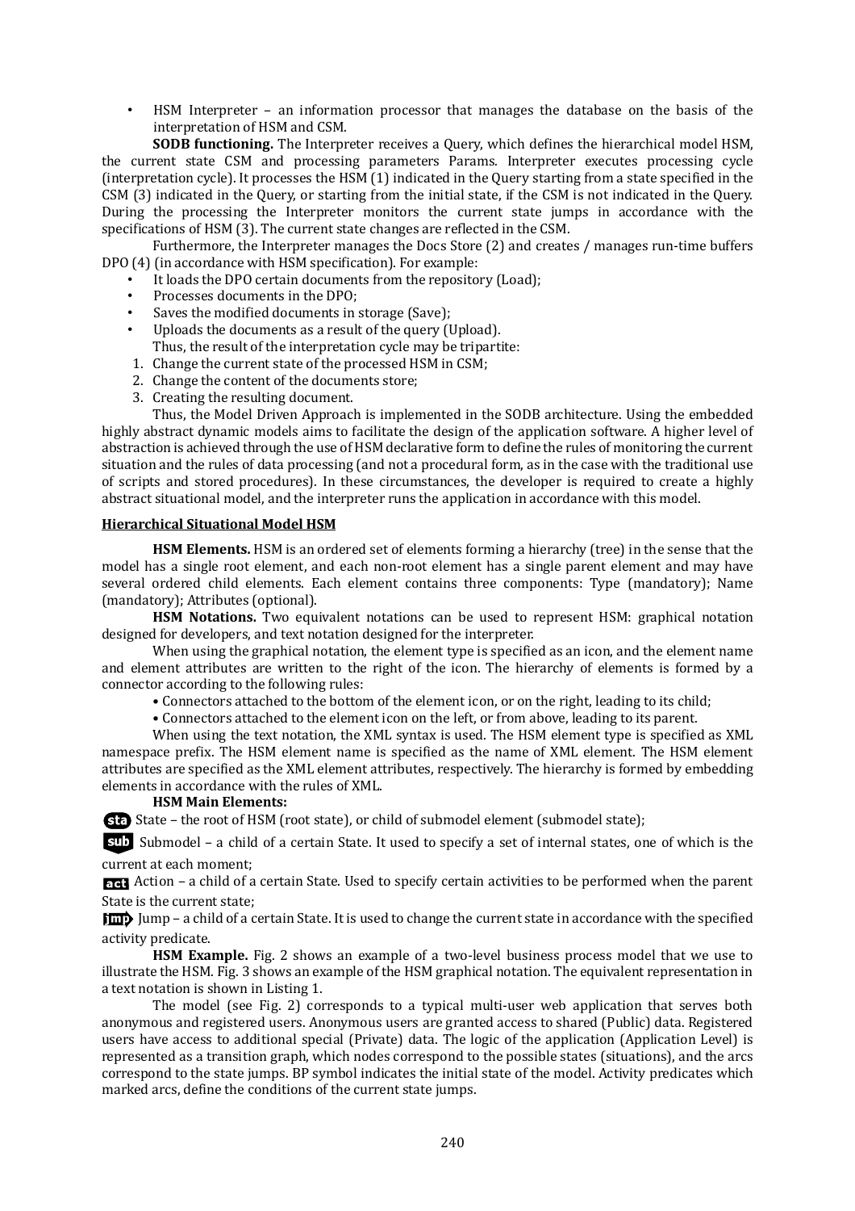- HSM Interpreter – an information processor that manages the database on the basis of the interpretation of HSM and CSM.

**SODB functioning.** The Interpreter receives a Query, which defines the hierarchical model HSM, the current state CSM and processing parameters Params. Interpreter executes processing cycle (interpretation cycle). It processes the HSM (1) indicated in the Query starting from a state specified in the CSM (3) indicated in the Query, or starting from the initial state, if the CSM is not indicated in the Query. During the processing the Interpreter monitors the current state jumps in accordance with the specifications of HSM (3). The current state changes are reflected in the CSM.

Furthermore, the Interpreter manages the Docs Store (2) and creates / manages run-time buffers DPO (4) (in accordance with HSM specification). For example:

- It loads the DPO certain documents from the repository (Load);
- Processes documents in the DPO;
- Saves the modified documents in storage (Save);
- Uploads the documents as a result of the query (Upload).

Thus, the result of the interpretation cycle may be tripartite:

1. Change the current state of the processed HSM in CSM;
2. Change the content of the documents store;
3. Creating the resulting document.

Thus, the Model Driven Approach is implemented in the SODB architecture. Using the embedded highly abstract dynamic models aims to facilitate the design of the application software. A higher level of abstraction is achieved through the use of HSM declarative form to define the rules of monitoring the current situation and the rules of data processing (and not a procedural form, as in the case with the traditional use of scripts and stored procedures). In these circumstances, the developer is required to create a highly abstract situational model, and the interpreter runs the application in accordance with this model.

## Hierarchical Situational Model HSM

**HSM Elements.** HSM is an ordered set of elements forming a hierarchy (tree) in the sense that the model has a single root element, and each non-root element has a single parent element and may have several ordered child elements. Each element contains three components: Type (mandatory); Name (mandatory); Attributes (optional).

**HSM Notations.** Two equivalent notations can be used to represent HSM: graphical notation designed for developers, and text notation designed for the interpreter.

When using the graphical notation, the element type is specified as an icon, and the element name and element attributes are written to the right of the icon. The hierarchy of elements is formed by a connector according to the following rules:

- Connectors attached to the bottom of the element icon, or on the right, leading to its child;
- Connectors attached to the element icon on the left, or from above, leading to its parent.

When using the text notation, the XML syntax is used. The HSM element type is specified as XML namespace prefix. The HSM element name is specified as the name of XML element. The HSM element attributes are specified as the XML element attributes, respectively. The hierarchy is formed by embedding elements in accordance with the rules of XML.

**HSM Main Elements:**

**sta** State – the root of HSM (root state), or child of submodel element (submodel state);

**sub** Submodel – a child of a certain State. It used to specify a set of internal states, one of which is the current at each moment;

**act** Action – a child of a certain State. Used to specify certain activities to be performed when the parent State is the current state;

**jmp** Jump – a child of a certain State. It is used to change the current state in accordance with the specified activity predicate.

**HSM Example.** Fig. 2 shows an example of a two-level business process model that we use to illustrate the HSM. Fig. 3 shows an example of the HSM graphical notation. The equivalent representation in a text notation is shown in Listing 1.

The model (see Fig. 2) corresponds to a typical multi-user web application that serves both anonymous and registered users. Anonymous users are granted access to shared (Public) data. Registered users have access to additional special (Private) data. The logic of the application (Application Level) is represented as a transition graph, which nodes correspond to the possible states (situations), and the arcs correspond to the state jumps. BP symbol indicates the initial state of the model. Activity predicates which marked arcs, define the conditions of the current state jumps.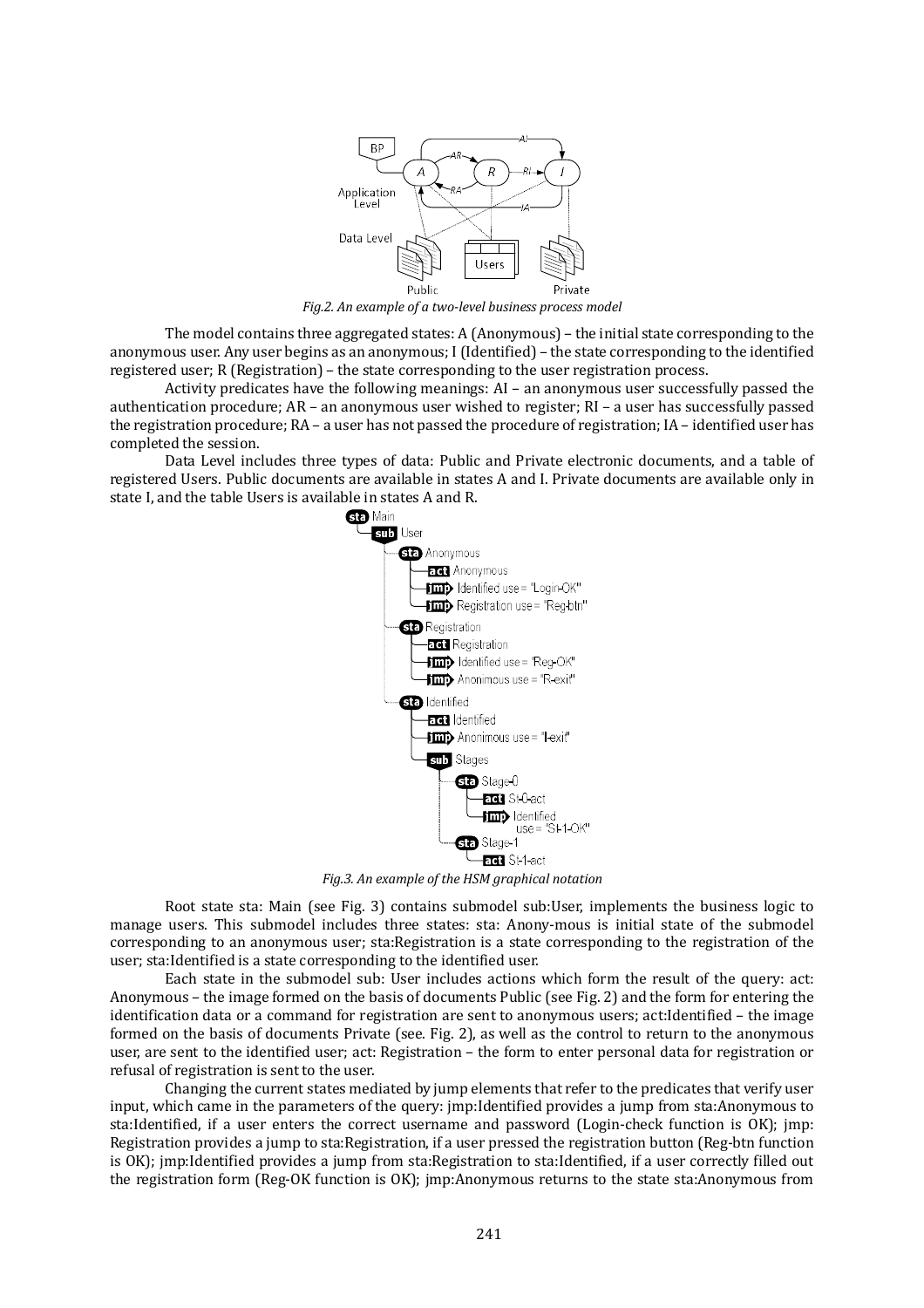*Fig.2. An example of a two-level business process model*

The model contains three aggregated states: A (Anonymous) – the initial state corresponding to the anonymous user. Any user begins as an anonymous; I (Identified) – the state corresponding to the identified registered user; R (Registration) – the state corresponding to the user registration process.

Activity predicates have the following meanings: AI – an anonymous user successfully passed the authentication procedure; AR – an anonymous user wished to register; RI – a user has successfully passed the registration procedure; RA – a user has not passed the procedure of registration; IA – identified user has completed the session.

Data Level includes three types of data: Public and Private electronic documents, and a table of registered Users. Public documents are available in states A and I. Private documents are available only in state I, and the table Users is available in states A and R.

*Fig.3. An example of the HSM graphical notation*

Root state sta: Main (see Fig. 3) contains submodel sub:User, implements the business logic to manage users. This submodel includes three states: sta: Anony-mous is initial state of the submodel corresponding to an anonymous user; sta:Registration is a state corresponding to the registration of the user; sta:Identified is a state corresponding to the identified user.

Each state in the submodel sub: User includes actions which form the result of the query: act: Anonymous – the image formed on the basis of documents Public (see Fig. 2) and the form for entering the identification data or a command for registration are sent to anonymous users; act:Identified – the image formed on the basis of documents Private (see. Fig. 2), as well as the control to return to the anonymous user, are sent to the identified user; act: Registration – the form to enter personal data for registration or refusal of registration is sent to the user.

Changing the current states mediated by jump elements that refer to the predicates that verify user input, which came in the parameters of the query: jmp:Identified provides a jump from sta:Anonymous to sta:Identified, if a user enters the correct username and password (Login-check function is OK); jmp: Registration provides a jump to sta:Registration, if a user pressed the registration button (Reg-btn function is OK); jmp:Identified provides a jump from sta:Registration to sta:Identified, if a user correctly filled out the registration form (Reg-OK function is OK); jmp:Anonymous returns to the state sta:Anonymous from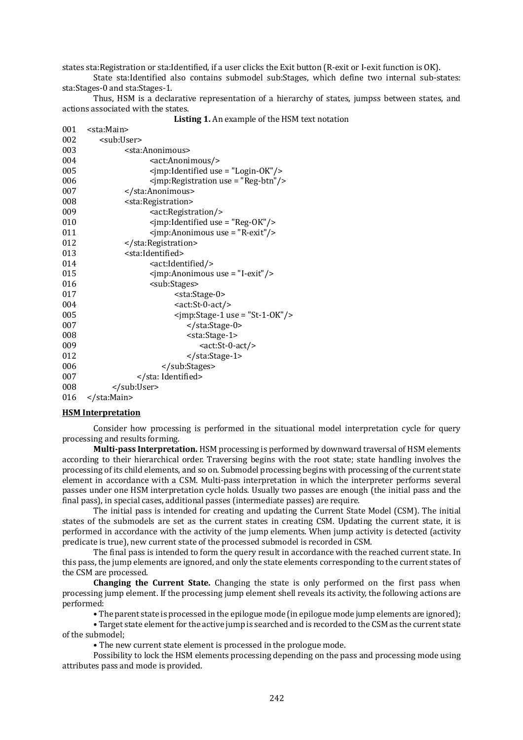states sta:Registration or sta:Identified, if a user clicks the Exit button (R-exit or I-exit function is OK).

State sta:Identified also contains submodel sub:Stages, which define two internal sub-states: sta:Stages-0 and sta:Stages-1.

Thus, HSM is a declarative representation of a hierarchy of states, jumpss between states, and actions associated with the states.

**Listing 1.** An example of the HSM text notation

```
001  <sta:Main>
002     <sub:User>
003          <sta:Anonimous>
004               <act:Anonimous/>
005               <jmp:Identified use = "Login-OK"/>
006               <jmp:Registration use = "Reg-btn"/>
007          </sta:Anonimous>
008          <sta:Registration>
009               <act:Registration/>
010               <jmp:Identified use = "Reg-OK"/>
011               <jmp:Anonimous use = "R-exit"/>
012          </sta:Registration>
013          <sta:Identified>
014               <act:Identified/>
015               <jmp:Anonimous use = "I-exit"/>
016               <sub:Stages>
017                    <sta:Stage-0>
004                    <act:St-0-act/>
005                    <jmp:Stage-1 use = "St-1-OK"/>
007                    </sta:Stage-0>
008                    <sta:Stage-1>
009                         <act:St-0-act/>
012                    </sta:Stage-1>
006               </sub:Stages>
007          </sta: Identified>
008     </sub:User>
016  </sta:Main>
```

## HSM Interpretation

Consider how processing is performed in the situational model interpretation cycle for query processing and results forming.

**Multi-pass Interpretation.** HSM processing is performed by downward traversal of HSM elements according to their hierarchical order. Traversing begins with the root state; state handling involves the processing of its child elements, and so on. Submodel processing begins with processing of the current state element in accordance with a CSM. Multi-pass interpretation in which the interpreter performs several passes under one HSM interpretation cycle holds. Usually two passes are enough (the initial pass and the final pass), in special cases, additional passes (intermediate passes) are require.

The initial pass is intended for creating and updating the Current State Model (CSM). The initial states of the submodels are set as the current states in creating CSM. Updating the current state, it is performed in accordance with the activity of the jump elements. When jump activity is detected (activity predicate is true), new current state of the processed submodel is recorded in CSM.

The final pass is intended to form the query result in accordance with the reached current state. In this pass, the jump elements are ignored, and only the state elements corresponding to the current states of the CSM are processed.

**Changing the Current State.** Changing the state is only performed on the first pass when processing jump element. If the processing jump element shell reveals its activity, the following actions are performed:

- The parent state is processed in the epilogue mode (in epilogue mode jump elements are ignored);
- Target state element for the active jump is searched and is recorded to the CSM as the current state of the submodel;
- The new current state element is processed in the prologue mode.

Possibility to lock the HSM elements processing depending on the pass and processing mode using attributes pass and mode is provided.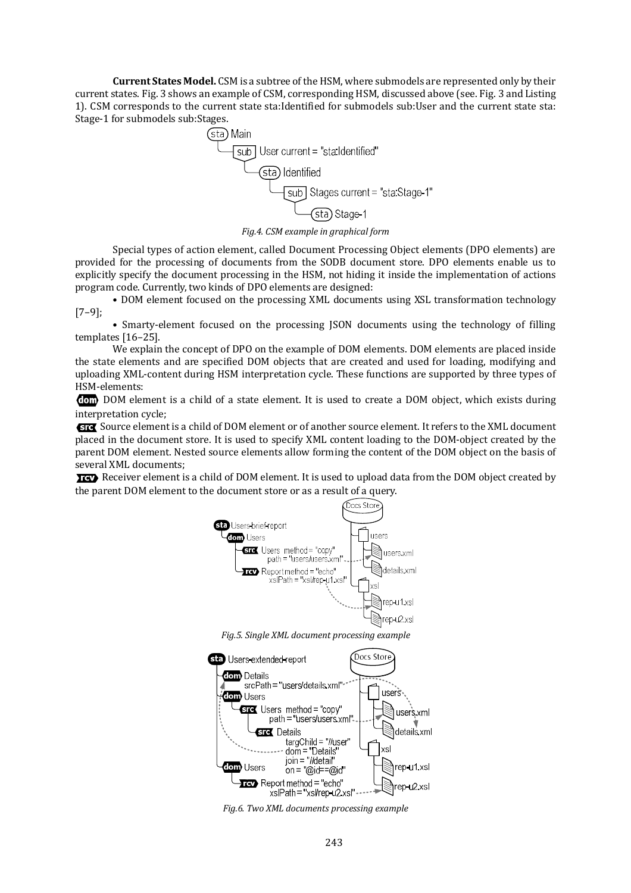**Current States Model.** CSM is a subtree of the HSM, where submodels are represented only by their current states. Fig. 3 shows an example of CSM, corresponding HSM, discussed above (see. Fig. 3 and Listing 1). CSM corresponds to the current state sta:Identified for submodels sub:User and the current state sta: Stage-1 for submodels sub:Stages.

*Fig.4. CSM example in graphical form*

Special types of action element, called Document Processing Object elements (DPO elements) are provided for the processing of documents from the SODB document store. DPO elements enable us to explicitly specify the document processing in the HSM, not hiding it inside the implementation of actions program code. Currently, two kinds of DPO elements are designed:

• DOM element focused on the processing XML documents using XSL transformation technology [7–9];

• Smarty-element focused on the processing JSON documents using the technology of filling templates [16–25].

We explain the concept of DPO on the example of DOM elements. DOM elements are placed inside the state elements and are specified DOM objects that are created and used for loading, modifying and uploading XML-content during HSM interpretation cycle. These functions are supported by three types of HSM-elements:

**dom** DOM element is a child of a state element. It is used to create a DOM object, which exists during interpretation cycle;

**src** Source element is a child of DOM element or of another source element. It refers to the XML document placed in the document store. It is used to specify XML content loading to the DOM-object created by the parent DOM element. Nested source elements allow forming the content of the DOM object on the basis of several XML documents;

**rcv** Receiver element is a child of DOM element. It is used to upload data from the DOM object created by the parent DOM element to the document store or as a result of a query.

*Fig.5. Single XML document processing example*

*Fig.6. Two XML documents processing example*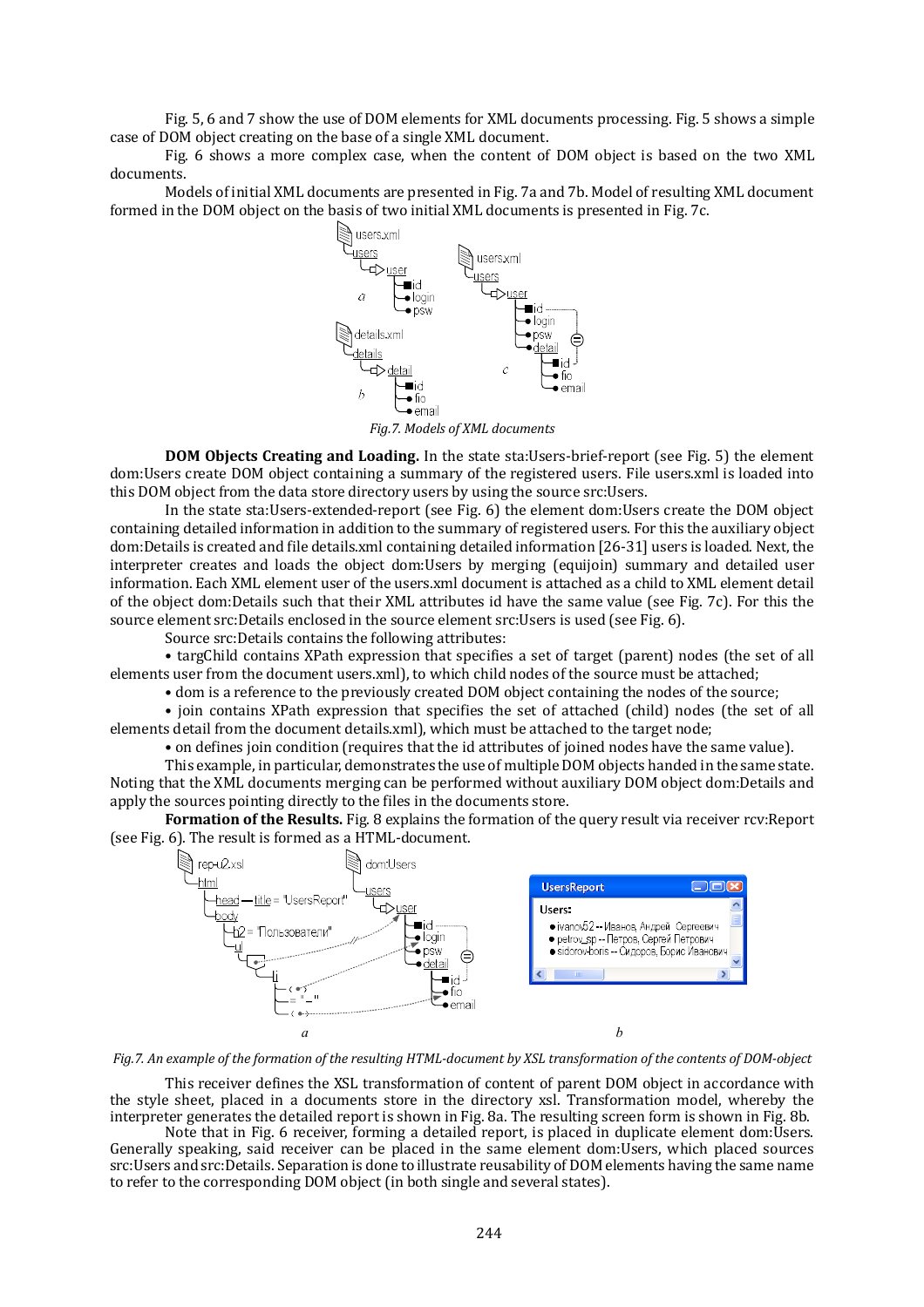Fig. 5, 6 and 7 show the use of DOM elements for XML documents processing. Fig. 5 shows a simple case of DOM object creating on the base of a single XML document.

Fig. 6 shows a more complex case, when the content of DOM object is based on the two XML documents.

Models of initial XML documents are presented in Fig. 7a and 7b. Model of resulting XML document formed in the DOM object on the basis of two initial XML documents is presented in Fig. 7c.

*Fig.7. Models of XML documents*

**DOM Objects Creating and Loading.** In the state sta:Users-brief-report (see Fig. 5) the element dom:Users create DOM object containing a summary of the registered users. File users.xml is loaded into this DOM object from the data store directory users by using the source src:Users.

In the state sta:Users-extended-report (see Fig. 6) the element dom:Users create the DOM object containing detailed information in addition to the summary of registered users. For this the auxiliary object dom:Details is created and file details.xml containing detailed information [26-31] users is loaded. Next, the interpreter creates and loads the object dom:Users by merging (equijoin) summary and detailed user information. Each XML element user of the users.xml document is attached as a child to XML element detail of the object dom:Details such that their XML attributes id have the same value (see Fig. 7c). For this the source element src:Details enclosed in the source element src:Users is used (see Fig. 6).

Source src:Details contains the following attributes:

• targChild contains XPath expression that specifies a set of target (parent) nodes (the set of all elements user from the document users.xml), to which child nodes of the source must be attached;

• dom is a reference to the previously created DOM object containing the nodes of the source;

• join contains XPath expression that specifies the set of attached (child) nodes (the set of all elements detail from the document details.xml), which must be attached to the target node;

• on defines join condition (requires that the id attributes of joined nodes have the same value).

This example, in particular, demonstrates the use of multiple DOM objects handed in the same state. Noting that the XML documents merging can be performed without auxiliary DOM object dom:Details and apply the sources pointing directly to the files in the documents store.

**Formation of the Results.** Fig. 8 explains the formation of the query result via receiver rcv:Report (see Fig. 6). The result is formed as a HTML-document.

*Fig.7. An example of the formation of the resulting HTML-document by XSL transformation of the contents of DOM-object*

This receiver defines the XSL transformation of content of parent DOM object in accordance with the style sheet, placed in a documents store in the directory xsl. Transformation model, whereby the interpreter generates the detailed report is shown in Fig. 8a. The resulting screen form is shown in Fig. 8b.

Note that in Fig. 6 receiver, forming a detailed report, is placed in duplicate element dom:Users. Generally speaking, said receiver can be placed in the same element dom:Users, which placed sources src:Users and src:Details. Separation is done to illustrate reusability of DOM elements having the same name to refer to the corresponding DOM object (in both single and several states).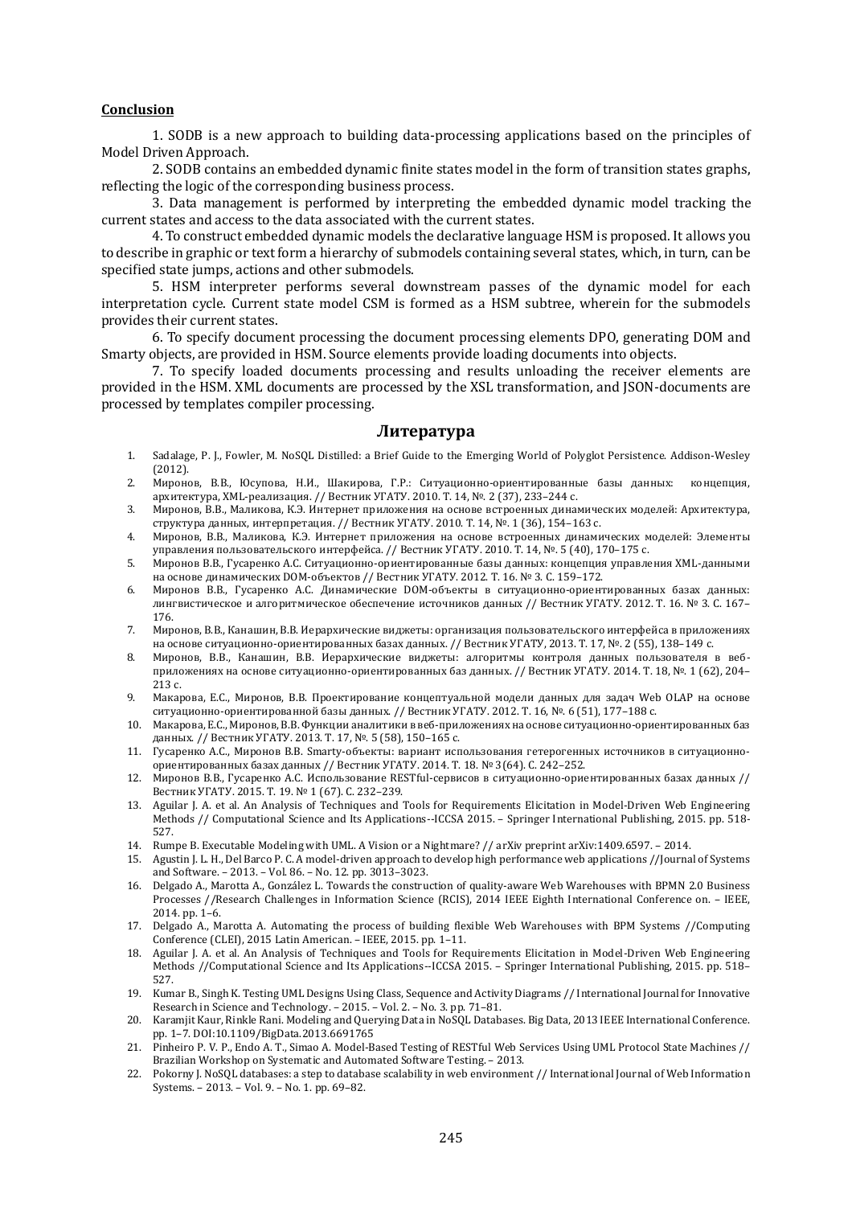**Conclusion**

1. SODB is a new approach to building data-processing applications based on the principles of Model Driven Approach.

2. SODB contains an embedded dynamic finite states model in the form of transition states graphs, reflecting the logic of the corresponding business process.

3. Data management is performed by interpreting the embedded dynamic model tracking the current states and access to the data associated with the current states.

4. To construct embedded dynamic models the declarative language HSM is proposed. It allows you to describe in graphic or text form a hierarchy of submodels containing several states, which, in turn, can be specified state jumps, actions and other submodels.

5. HSM interpreter performs several downstream passes of the dynamic model for each interpretation cycle. Current state model CSM is formed as a HSM subtree, wherein for the submodels provides their current states.

6. To specify document processing the document processing elements DPO, generating DOM and Smarty objects, are provided in HSM. Source elements provide loading documents into objects.

7. To specify loaded documents processing and results unloading the receiver elements are provided in the HSM. XML documents are processed by the XSL transformation, and JSON-documents are processed by templates compiler processing.

## Литература

1. Sadalage, P. J., Fowler, M. NoSQL Distilled: a Brief Guide to the Emerging World of Polyglot Persistence. Addison-Wesley (2012).
2. Миронов, В.В., Юсупова, Н.И., Шакирова, Г.Р.: Ситуационно-ориентированные базы данных: концепция, архитектура, XML-реализация. // Вестник УГАТУ. 2010. Т. 14, №. 2 (37), 233–244 с.
3. Миронов, В.В., Маликова, К.Э. Интернет приложения на основе встроенных динамических моделей: Архитектура, структура данных, интерпретация. // Вестник УГАТУ. 2010. Т. 14, №. 1 (36), 154–163 с.
4. Миронов, В.В., Маликова, К.Э. Интернет приложения на основе встроенных динамических моделей: Элементы управления пользовательского интерфейса. // Вестник УГАТУ. 2010. Т. 14, №. 5 (40), 170–175 с.
5. Миронов В.В., Гусаренко А.С. Ситуационно-ориентированные базы данных: концепция управления XML-данными на основе динамических DOM-объектов // Вестник УГАТУ. 2012. Т. 16. № 3. С. 159–172.
6. Миронов В.В., Гусаренко А.С. Динамические DOM-объекты в ситуационно-ориентированных базах данных: лингвистическое и алгоритмическое обеспечение источников данных // Вестник УГАТУ. 2012. Т. 16. № 3. С. 167–176.
7. Миронов, В.В., Канашин, В.В. Иерархические виджеты: организация пользовательского интерфейса в приложениях на основе ситуационно-ориентированных базах данных. // Вестник УГАТУ, 2013. Т. 17, №. 2 (55), 138–149 с.
8. Миронов, В.В., Канашин, В.В. Иерархические виджеты: алгоритмы контроля данных пользователя в веб-приложениях на основе ситуационно-ориентированных баз данных. // Вестник УГАТУ. 2014. Т. 18, №. 1 (62), 204–213 с.
9. Макарова, Е.С., Миронов, В.В. Проектирование концептуальной модели данных для задач Web OLAP на основе ситуационно-ориентированной базы данных. // Вестник УГАТУ. 2012. Т. 16, №. 6 (51), 177–188 с.
10. Макарова, Е.С., Миронов, В.В. Функции аналитики в веб-приложениях на основе ситуационно-ориентированных баз данных. // Вестник УГАТУ. 2013. Т. 17, №. 5 (58), 150–165 с.
11. Гусаренко А.С., Миронов В.В. Smarty-объекты: вариант использования гетерогенных источников в ситуационно-ориентированных базах данных // Вестник УГАТУ. 2014. Т. 18. № 3(64). С. 242–252.
12. Миронов В.В., Гусаренко А.С. Использование RESTful-сервисов в ситуационно-ориентированных базах данных // Вестник УГАТУ. 2015. Т. 19. № 1 (67). С. 232–239.
13. Aguilar J. A. et al. An Analysis of Techniques and Tools for Requirements Elicitation in Model-Driven Web Engineering Methods // Computational Science and Its Applications--ICCSA 2015. – Springer International Publishing, 2015. pp. 518-527.
14. Rumpe B. Executable Modeling with UML. A Vision or a Nightmare? // arXiv preprint arXiv:1409.6597. – 2014.
15. Agustin J. L. H., Del Barco P. C. A model-driven approach to develop high performance web applications //Journal of Systems and Software. – 2013. – Vol. 86. – No. 12. pp. 3013–3023.
16. Delgado A., Marotta A., González L. Towards the construction of quality-aware Web Warehouses with BPMN 2.0 Business Processes //Research Challenges in Information Science (RCIS), 2014 IEEE Eighth International Conference on. – IEEE, 2014. pp. 1–6.
17. Delgado A., Marotta A. Automating the process of building flexible Web Warehouses with BPM Systems //Computing Conference (CLEI), 2015 Latin American. – IEEE, 2015. pp. 1–11.
18. Aguilar J. A. et al. An Analysis of Techniques and Tools for Requirements Elicitation in Model-Driven Web Engineering Methods //Computational Science and Its Applications--ICCSA 2015. – Springer International Publishing, 2015. pp. 518–527.
19. Kumar B., Singh K. Testing UML Designs Using Class, Sequence and Activity Diagrams // International Journal for Innovative Research in Science and Technology. – 2015. – Vol. 2. – No. 3. pp. 71–81.
20. Karamjit Kaur, Rinkle Rani. Modeling and Querying Data in NoSQL Databases. Big Data, 2013 IEEE International Conference. pp. 1–7. DOI:10.1109/BigData.2013.6691765
21. Pinheiro P. V. P., Endo A. T., Simao A. Model-Based Testing of RESTful Web Services Using UML Protocol State Machines // Brazilian Workshop on Systematic and Automated Software Testing. – 2013.
22. Pokorny J. NoSQL databases: a step to database scalability in web environment // International Journal of Web Information Systems. – 2013. – Vol. 9. – No. 1. pp. 69–82.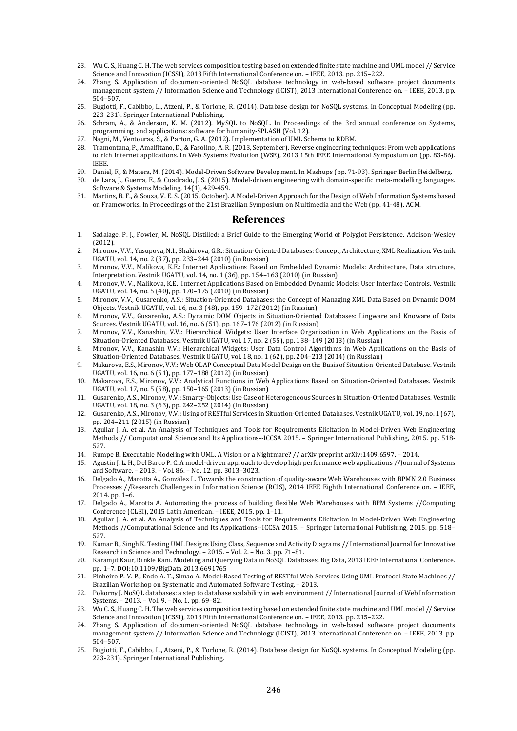23. Wu C. S., Huang C. H. The web services composition testing based on extended finite state machine and UML model // Service Science and Innovation (ICSSI), 2013 Fifth International Conference on. – IEEE, 2013. pp. 215–222.
24. Zhang S. Application of document-oriented NoSQL database technology in web-based software project documents management system // Information Science and Technology (ICIST), 2013 International Conference on. – IEEE, 2013. pp. 504–507.
25. Bugiotti, F., Cabibbo, L., Atzeni, P., & Torlone, R. (2014). Database design for NoSQL systems. In Conceptual Modeling (pp. 223-231). Springer International Publishing.
26. Schram, A., & Anderson, K. M. (2012). MySQL to NoSQL. In Proceedings of the 3rd annual conference on Systems, programming, and applications: software for humanity-SPLASH (Vol. 12).
27. Nagni, M., Ventouras, S., & Parton, G. A. (2012). Implementation of UML Schema to RDBM.
28. Tramontana, P., Amalfitano, D., & Fasolino, A. R. (2013, September). Reverse engineering techniques: From web applications to rich Internet applications. In Web Systems Evolution (WSE), 2013 15th IEEE International Symposium on (pp. 83-86). IEEE.
29. Daniel, F., & Matera, M. (2014). Model-Driven Software Development. In Mashups (pp. 71-93). Springer Berlin Heidelberg.
30. de Lara, J., Guerra, E., & Cuadrado, J. S. (2015). Model-driven engineering with domain-specific meta-modelling languages. Software & Systems Modeling, 14(1), 429-459.
31. Martins, B. F., & Souza, V. E. S. (2015, October). A Model-Driven Approach for the Design of Web Information Systems based on Frameworks. In Proceedings of the 21st Brazilian Symposium on Multimedia and the Web (pp. 41-48). ACM.

## References

1. Sadalage, P. J., Fowler, M. NoSQL Distilled: a Brief Guide to the Emerging World of Polyglot Persistence. Addison-Wesley (2012).
2. Mironov, V.V., Yusupova, N.I., Shakirova, G.R.: Situation-Oriented Databases: Concept, Architecture, XML Realization. Vestnik UGATU, vol. 14, no. 2 (37), pp. 233–244 (2010) (in Russian)
3. Mironov, V.V., Malikova, K.E.: Internet Applications Based on Embedded Dynamic Models: Architecture, Data structure, Interpretation. Vestnik UGATU, vol. 14, no. 1 (36), pp. 154–163 (2010) (in Russian)
4. Mironov, V. V., Malikova, K.E.: Internet Applications Based on Embedded Dynamic Models: User Interface Controls. Vestnik UGATU, vol. 14, no. 5 (40), pp. 170–175 (2010) (in Russian)
5. Mironov, V.V., Gusarenko, A.S.: Situation-Oriented Databases: the Concept of Managing XML Data Based on Dynamic DOM Objects. Vestnik UGATU, vol. 16, no. 3 (48), pp. 159–172 (2012) (in Russian)
6. Mironov, V.V., Gusarenko, A.S.: Dynamic DOM Objects in Situation-Oriented Databases: Lingware and Knoware of Data Sources. Vestnik UGATU, vol. 16, no. 6 (51), pp. 167–176 (2012) (in Russian)
7. Mironov, V.V., Kanashin, V.V.: Hierarchical Widgets: User Interface Organization in Web Applications on the Basis of Situation-Oriented Databases. Vestnik UGATU, vol. 17, no. 2 (55), pp. 138–149 (2013) (in Russian)
8. Mironov, V.V., Kanashin V.V.: Hierarchical Widgets: User Data Control Algorithms in Web Applications on the Basis of Situation-Oriented Databases. Vestnik UGATU, vol. 18, no. 1 (62), pp. 204–213 (2014) (in Russian)
9. Makarova, E.S., Mironov, V.V.: Web OLAP Conceptual Data Model Design on the Basis of Situation-Oriented Database. Vestnik UGATU, vol. 16, no. 6 (51), pp. 177–188 (2012) (in Russian)
10. Makarova, E.S., Mironov, V.V.: Analytical Functions in Web Applications Based on Situation-Oriented Databases. Vestnik UGATU, vol. 17, no. 5 (58), pp. 150–165 (2013) (in Russian)
11. Gusarenko, A.S., Mironov, V.V.: Smarty-Objects: Use Case of Heterogeneous Sources in Situation-Oriented Databases. Vestnik UGATU, vol. 18, no. 3 (63), pp. 242–252 (2014) (in Russian)
12. Gusarenko, A.S., Mironov, V.V.: Using of RESTful Services in Situation-Oriented Databases. Vestnik UGATU, vol. 19, no. 1 (67), pp. 204–211 (2015) (in Russian)
13. Aguilar J. A. et al. An Analysis of Techniques and Tools for Requirements Elicitation in Model-Driven Web Engineering Methods // Computational Science and Its Applications--ICCSA 2015. – Springer International Publishing, 2015. pp. 518-527.
14. Rumpe B. Executable Modeling with UML. A Vision or a Nightmare? // arXiv preprint arXiv:1409.6597. – 2014.
15. Agustin J. L. H., Del Barco P. C. A model-driven approach to develop high performance web applications //Journal of Systems and Software. – 2013. – Vol. 86. – No. 12. pp. 3013–3023.
16. Delgado A., Marotta A., González L. Towards the construction of quality-aware Web Warehouses with BPMN 2.0 Business Processes //Research Challenges in Information Science (RCIS), 2014 IEEE Eighth International Conference on. – IEEE, 2014. pp. 1–6.
17. Delgado A., Marotta A. Automating the process of building flexible Web Warehouses with BPM Systems //Computing Conference (CLEI), 2015 Latin American. – IEEE, 2015. pp. 1–11.
18. Aguilar J. A. et al. An Analysis of Techniques and Tools for Requirements Elicitation in Model-Driven Web Engineering Methods //Computational Science and Its Applications--ICCSA 2015. – Springer International Publishing, 2015. pp. 518–527.
19. Kumar B., Singh K. Testing UML Designs Using Class, Sequence and Activity Diagrams // International Journal for Innovative Research in Science and Technology. – 2015. – Vol. 2. – No. 3. pp. 71–81.
20. Karamjit Kaur, Rinkle Rani. Modeling and Querying Data in NoSQL Databases. Big Data, 2013 IEEE International Conference. pp. 1–7. DOI:10.1109/BigData.2013.6691765
21. Pinheiro P. V. P., Endo A. T., Simao A. Model-Based Testing of RESTful Web Services Using UML Protocol State Machines // Brazilian Workshop on Systematic and Automated Software Testing. – 2013.
22. Pokorny J. NoSQL databases: a step to database scalability in web environment // International Journal of Web Information Systems. – 2013. – Vol. 9. – No. 1. pp. 69–82.
23. Wu C. S., Huang C. H. The web services composition testing based on extended finite state machine and UML model // Service Science and Innovation (ICSSI), 2013 Fifth International Conference on. – IEEE, 2013. pp. 215–222.
24. Zhang S. Application of document-oriented NoSQL database technology in web-based software project documents management system // Information Science and Technology (ICIST), 2013 International Conference on. – IEEE, 2013. pp. 504–507.
25. Bugiotti, F., Cabibbo, L., Atzeni, P., & Torlone, R. (2014). Database design for NoSQL systems. In Conceptual Modeling (pp. 223-231). Springer International Publishing.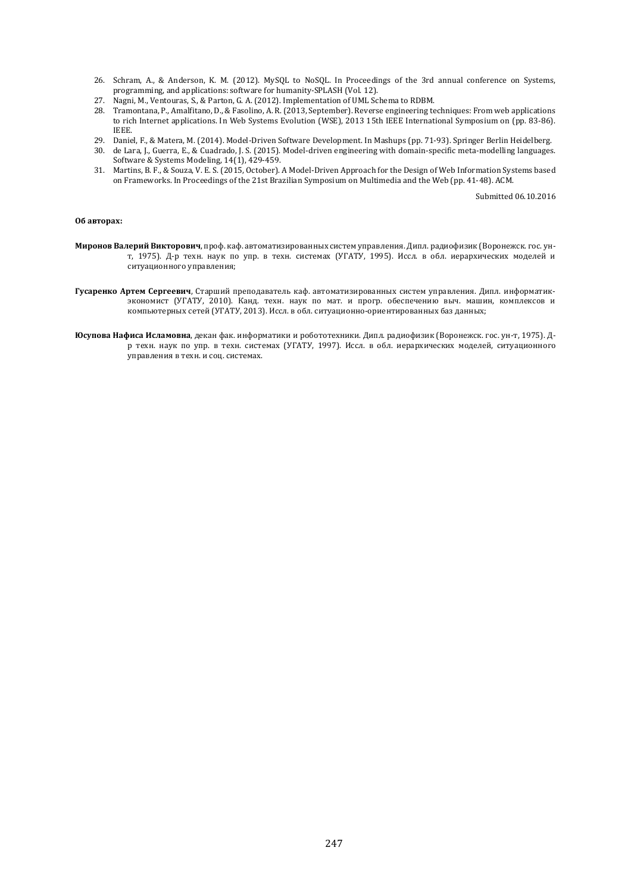26. Schram, A., & Anderson, K. M. (2012). MySQL to NoSQL. In Proceedings of the 3rd annual conference on Systems, programming, and applications: software for humanity-SPLASH (Vol. 12).
27. Nagni, M., Ventouras, S., & Parton, G. A. (2012). Implementation of UML Schema to RDBM.
28. Tramontana, P., Amalfitano, D., & Fasolino, A. R. (2013, September). Reverse engineering techniques: From web applications to rich Internet applications. In Web Systems Evolution (WSE), 2013 15th IEEE International Symposium on (pp. 83-86). IEEE.
29. Daniel, F., & Matera, M. (2014). Model-Driven Software Development. In Mashups (pp. 71-93). Springer Berlin Heidelberg.
30. de Lara, J., Guerra, E., & Cuadrado, J. S. (2015). Model-driven engineering with domain-specific meta-modelling languages. Software & Systems Modeling, 14(1), 429-459.
31. Martins, B. F., & Souza, V. E. S. (2015, October). A Model-Driven Approach for the Design of Web Information Systems based on Frameworks. In Proceedings of the 21st Brazilian Symposium on Multimedia and the Web (pp. 41-48). ACM.

Submitted 06.10.2016

**Об авторах:**

**Миронов Валерий Викторович**, проф. каф. автоматизированных систем управления. Дипл. радиофизик (Воронежск. гос. ун-т, 1975). Д-р техн. наук по упр. в техн. системах (УГАТУ, 1995). Иссл. в обл. иерархических моделей и ситуационного управления;

**Гусаренко Артем Сергеевич**, Старший преподаватель каф. автоматизированных систем управления. Дипл. информатик-экономист (УГАТУ, 2010). Канд. техн. наук по мат. и прогр. обеспечению выч. машин, комплексов и компьютерных сетей (УГАТУ, 2013). Иссл. в обл. ситуационно-ориентированных баз данных;

**Юсупова Нафиса Исламовна**, декан фак. информатики и робототехники. Дипл. радиофизик (Воронежск. гос. ун-т, 1975). Д-р техн. наук по упр. в техн. системах (УГАТУ, 1997). Иссл. в обл. иерархических моделей, ситуационного управления в техн. и соц. системах.